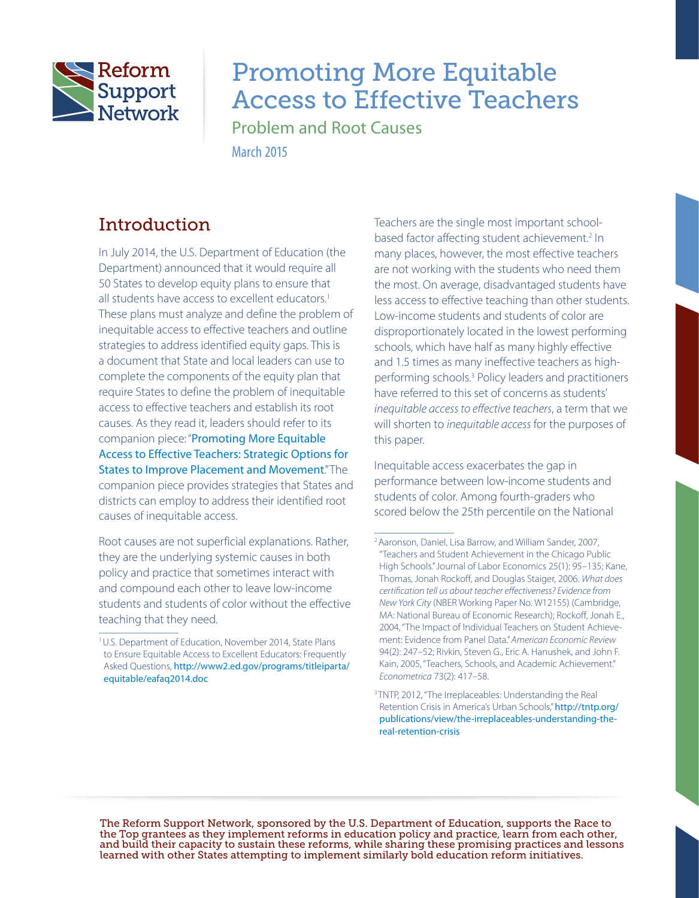Reform Support Network

# Promoting More Equitable Access to Effective Teachers

## Problem and Root Causes

March 2015

## Introduction

In July 2014, the U.S. Department of Education (the Department) announced that it would require all 50 States to develop equity plans to ensure that all students have access to excellent educators.[1] These plans must analyze and define the problem of inequitable access to effective teachers and outline strategies to address identified equity gaps. This is a document that State and local leaders can use to complete the components of the equity plan that require States to define the problem of inequitable access to effective teachers and establish its root causes. As they read it, leaders should refer to its companion piece: "Promoting More Equitable Access to Effective Teachers: Strategic Options for States to Improve Placement and Movement." The companion piece provides strategies that States and districts can employ to address their identified root causes of inequitable access.

Root causes are not superficial explanations. Rather, they are the underlying systemic causes in both policy and practice that sometimes interact with and compound each other to leave low-income students and students of color without the effective teaching that they need.

Teachers are the single most important school-based factor affecting student achievement.[2] In many places, however, the most effective teachers are not working with the students who need them the most. On average, disadvantaged students have less access to effective teaching than other students. Low-income students and students of color are disproportionately located in the lowest performing schools, which have half as many highly effective and 1.5 times as many ineffective teachers as high-performing schools.[3] Policy leaders and practitioners have referred to this set of concerns as students' *inequitable access to effective teachers*, a term that we will shorten to *inequitable access* for the purposes of this paper.

Inequitable access exacerbates the gap in performance between low-income students and students of color. Among fourth-graders who scored below the 25th percentile on the National

---

[1] U.S. Department of Education, November 2014, State Plans to Ensure Equitable Access to Excellent Educators: Frequently Asked Questions, http://www2.ed.gov/programs/titleiparta/equitable/eafaq2014.doc

[2] Aaronson, Daniel, Lisa Barrow, and William Sander, 2007, "Teachers and Student Achievement in the Chicago Public High Schools." Journal of Labor Economics 25(1): 95–135; Kane, Thomas, Jonah Rockoff, and Douglas Staiger, 2006. *What does certification tell us about teacher effectiveness? Evidence from New York City* (NBER Working Paper No. W12155) (Cambridge, MA: National Bureau of Economic Research); Rockoff, Jonah E., 2004, "The Impact of Individual Teachers on Student Achievement: Evidence from Panel Data." *American Economic Review* 94(2): 247–52; Rivkin, Steven G., Eric A. Hanushek, and John F. Kain, 2005, "Teachers, Schools, and Academic Achievement." *Econometrica* 73(2): 417–58.

[3] TNTP, 2012, "The Irreplaceables: Understanding the Real Retention Crisis in America's Urban Schools," http://tntp.org/publications/view/the-irreplaceables-understanding-the-real-retention-crisis

---

The Reform Support Network, sponsored by the U.S. Department of Education, supports the Race to the Top grantees as they implement reforms in education policy and practice, learn from each other, and build their capacity to sustain these reforms, while sharing these promising practices and lessons learned with other States attempting to implement similarly bold education reform initiatives.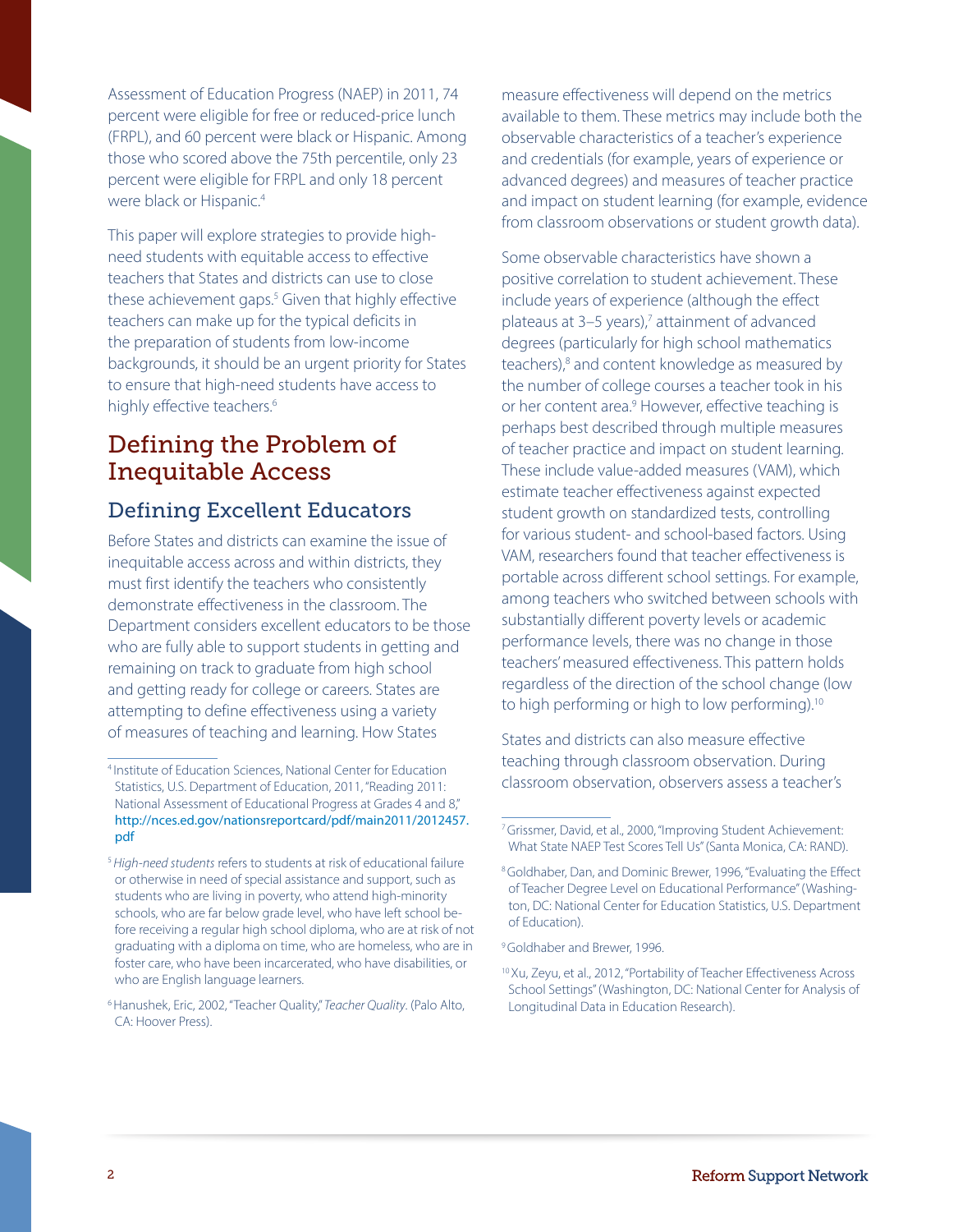Assessment of Education Progress (NAEP) in 2011, 74 percent were eligible for free or reduced-price lunch (FRPL), and 60 percent were black or Hispanic. Among those who scored above the 75th percentile, only 23 percent were eligible for FRPL and only 18 percent were black or Hispanic.[4]

This paper will explore strategies to provide high-need students with equitable access to effective teachers that States and districts can use to close these achievement gaps.[5] Given that highly effective teachers can make up for the typical deficits in the preparation of students from low-income backgrounds, it should be an urgent priority for States to ensure that high-need students have access to highly effective teachers.[6]

## Defining the Problem of Inequitable Access

### Defining Excellent Educators

Before States and districts can examine the issue of inequitable access across and within districts, they must first identify the teachers who consistently demonstrate effectiveness in the classroom. The Department considers excellent educators to be those who are fully able to support students in getting and remaining on track to graduate from high school and getting ready for college or careers. States are attempting to define effectiveness using a variety of measures of teaching and learning. How States measure effectiveness will depend on the metrics available to them. These metrics may include both the observable characteristics of a teacher's experience and credentials (for example, years of experience or advanced degrees) and measures of teacher practice and impact on student learning (for example, evidence from classroom observations or student growth data).

Some observable characteristics have shown a positive correlation to student achievement. These include years of experience (although the effect plateaus at 3–5 years),[7] attainment of advanced degrees (particularly for high school mathematics teachers),[8] and content knowledge as measured by the number of college courses a teacher took in his or her content area.[9] However, effective teaching is perhaps best described through multiple measures of teacher practice and impact on student learning. These include value-added measures (VAM), which estimate teacher effectiveness against expected student growth on standardized tests, controlling for various student- and school-based factors. Using VAM, researchers found that teacher effectiveness is portable across different school settings. For example, among teachers who switched between schools with substantially different poverty levels or academic performance levels, there was no change in those teachers' measured effectiveness. This pattern holds regardless of the direction of the school change (low to high performing or high to low performing).[10]

States and districts can also measure effective teaching through classroom observation. During classroom observation, observers assess a teacher's

---

[4] Institute of Education Sciences, National Center for Education Statistics, U.S. Department of Education, 2011, "Reading 2011: National Assessment of Educational Progress at Grades 4 and 8," http://nces.ed.gov/nationsreportcard/pdf/main2011/2012457.pdf

[5] *High-need students* refers to students at risk of educational failure or otherwise in need of special assistance and support, such as students who are living in poverty, who attend high-minority schools, who are far below grade level, who have left school before receiving a regular high school diploma, who are at risk of not graduating with a diploma on time, who are homeless, who are in foster care, who have been incarcerated, who have disabilities, or who are English language learners.

[6] Hanushek, Eric, 2002, "Teacher Quality," *Teacher Quality*. (Palo Alto, CA: Hoover Press).

[7] Grissmer, David, et al., 2000, "Improving Student Achievement: What State NAEP Test Scores Tell Us" (Santa Monica, CA: RAND).

[8] Goldhaber, Dan, and Dominic Brewer, 1996, "Evaluating the Effect of Teacher Degree Level on Educational Performance" (Washington, DC: National Center for Education Statistics, U.S. Department of Education).

[9] Goldhaber and Brewer, 1996.

[10] Xu, Zeyu, et al., 2012, "Portability of Teacher Effectiveness Across School Settings" (Washington, DC: National Center for Analysis of Longitudinal Data in Education Research).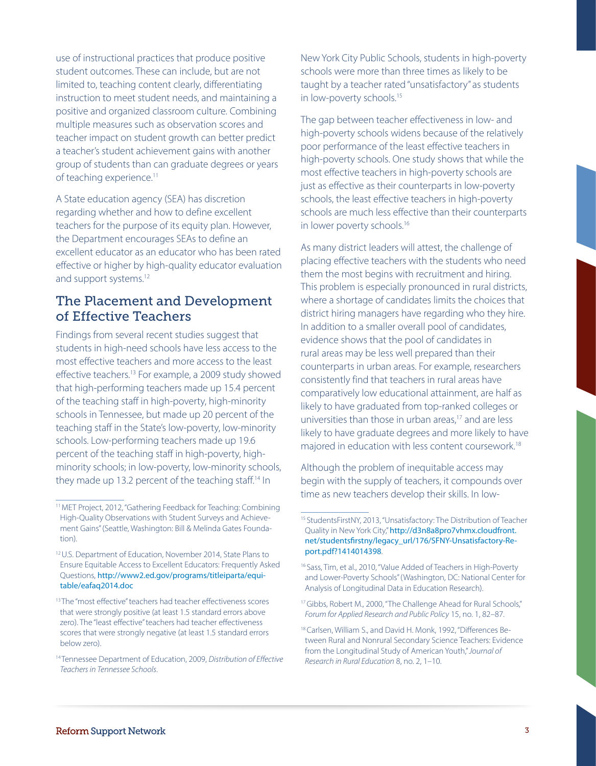use of instructional practices that produce positive student outcomes. These can include, but are not limited to, teaching content clearly, differentiating instruction to meet student needs, and maintaining a positive and organized classroom culture. Combining multiple measures such as observation scores and teacher impact on student growth can better predict a teacher's student achievement gains with another group of students than can graduate degrees or years of teaching experience.[11]

A State education agency (SEA) has discretion regarding whether and how to define excellent teachers for the purpose of its equity plan. However, the Department encourages SEAs to define an excellent educator as an educator who has been rated effective or higher by high-quality educator evaluation and support systems.[12]

## The Placement and Development of Effective Teachers

Findings from several recent studies suggest that students in high-need schools have less access to the most effective teachers and more access to the least effective teachers.[13] For example, a 2009 study showed that high-performing teachers made up 15.4 percent of the teaching staff in high-poverty, high-minority schools in Tennessee, but made up 20 percent of the teaching staff in the State's low-poverty, low-minority schools. Low-performing teachers made up 19.6 percent of the teaching staff in high-poverty, high-minority schools; in low-poverty, low-minority schools, they made up 13.2 percent of the teaching staff.[14] In New York City Public Schools, students in high-poverty schools were more than three times as likely to be taught by a teacher rated "unsatisfactory" as students in low-poverty schools.[15]

The gap between teacher effectiveness in low- and high-poverty schools widens because of the relatively poor performance of the least effective teachers in high-poverty schools. One study shows that while the most effective teachers in high-poverty schools are just as effective as their counterparts in low-poverty schools, the least effective teachers in high-poverty schools are much less effective than their counterparts in lower poverty schools.[16]

As many district leaders will attest, the challenge of placing effective teachers with the students who need them the most begins with recruitment and hiring. This problem is especially pronounced in rural districts, where a shortage of candidates limits the choices that district hiring managers have regarding who they hire. In addition to a smaller overall pool of candidates, evidence shows that the pool of candidates in rural areas may be less well prepared than their counterparts in urban areas. For example, researchers consistently find that teachers in rural areas have comparatively low educational attainment, are half as likely to have graduated from top-ranked colleges or universities than those in urban areas,[17] and are less likely to have graduate degrees and more likely to have majored in education with less content coursework.[18]

Although the problem of inequitable access may begin with the supply of teachers, it compounds over time as new teachers develop their skills. In low-

---

[11] MET Project, 2012, "Gathering Feedback for Teaching: Combining High-Quality Observations with Student Surveys and Achievement Gains" (Seattle, Washington: Bill & Melinda Gates Foundation).

[12] U.S. Department of Education, November 2014, State Plans to Ensure Equitable Access to Excellent Educators: Frequently Asked Questions, http://www2.ed.gov/programs/titleiparta/equitable/eafaq2014.doc

[13] The "most effective" teachers had teacher effectiveness scores that were strongly positive (at least 1.5 standard errors above zero). The "least effective" teachers had teacher effectiveness scores that were strongly negative (at least 1.5 standard errors below zero).

[14] Tennessee Department of Education, 2009, *Distribution of Effective Teachers in Tennessee Schools*.

[15] StudentsFirstNY, 2013, "Unsatisfactory: The Distribution of Teacher Quality in New York City," http://d3n8a8pro7vhmx.cloudfront.net/studentsfirstny/legacy_url/176/SFNY-Unsatisfactory-Report.pdf?1414014398.

[16] Sass, Tim, et al., 2010, "Value Added of Teachers in High-Poverty and Lower-Poverty Schools" (Washington, DC: National Center for Analysis of Longitudinal Data in Education Research).

[17] Gibbs, Robert M., 2000, "The Challenge Ahead for Rural Schools," *Forum for Applied Research and Public Policy* 15, no. 1, 82–87.

[18] Carlsen, William S., and David H. Monk, 1992, "Differences Between Rural and Nonrural Secondary Science Teachers: Evidence from the Longitudinal Study of American Youth," *Journal of Research in Rural Education* 8, no. 2, 1–10.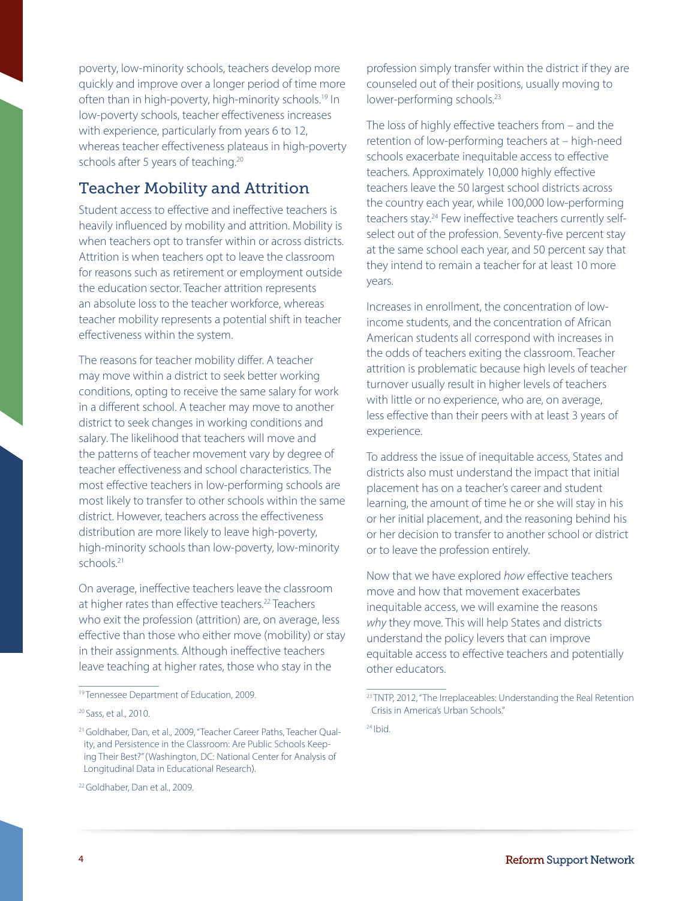poverty, low-minority schools, teachers develop more quickly and improve over a longer period of time more often than in high-poverty, high-minority schools.[19] In low-poverty schools, teacher effectiveness increases with experience, particularly from years 6 to 12, whereas teacher effectiveness plateaus in high-poverty schools after 5 years of teaching.[20]

## Teacher Mobility and Attrition

Student access to effective and ineffective teachers is heavily influenced by mobility and attrition. Mobility is when teachers opt to transfer within or across districts. Attrition is when teachers opt to leave the classroom for reasons such as retirement or employment outside the education sector. Teacher attrition represents an absolute loss to the teacher workforce, whereas teacher mobility represents a potential shift in teacher effectiveness within the system.

The reasons for teacher mobility differ. A teacher may move within a district to seek better working conditions, opting to receive the same salary for work in a different school. A teacher may move to another district to seek changes in working conditions and salary. The likelihood that teachers will move and the patterns of teacher movement vary by degree of teacher effectiveness and school characteristics. The most effective teachers in low-performing schools are most likely to transfer to other schools within the same district. However, teachers across the effectiveness distribution are more likely to leave high-poverty, high-minority schools than low-poverty, low-minority schools.[21]

On average, ineffective teachers leave the classroom at higher rates than effective teachers.[22] Teachers who exit the profession (attrition) are, on average, less effective than those who either move (mobility) or stay in their assignments. Although ineffective teachers leave teaching at higher rates, those who stay in the profession simply transfer within the district if they are counseled out of their positions, usually moving to lower-performing schools.[23]

The loss of highly effective teachers from – and the retention of low-performing teachers at – high-need schools exacerbate inequitable access to effective teachers. Approximately 10,000 highly effective teachers leave the 50 largest school districts across the country each year, while 100,000 low-performing teachers stay.[24] Few ineffective teachers currently self-select out of the profession. Seventy-five percent stay at the same school each year, and 50 percent say that they intend to remain a teacher for at least 10 more years.

Increases in enrollment, the concentration of low-income students, and the concentration of African American students all correspond with increases in the odds of teachers exiting the classroom. Teacher attrition is problematic because high levels of teacher turnover usually result in higher levels of teachers with little or no experience, who are, on average, less effective than their peers with at least 3 years of experience.

To address the issue of inequitable access, States and districts also must understand the impact that initial placement has on a teacher's career and student learning, the amount of time he or she will stay in his or her initial placement, and the reasoning behind his or her decision to transfer to another school or district or to leave the profession entirely.

Now that we have explored *how* effective teachers move and how that movement exacerbates inequitable access, we will examine the reasons *why* they move. This will help States and districts understand the policy levers that can improve equitable access to effective teachers and potentially other educators.

---

[19] Tennessee Department of Education, 2009.

[20] Sass, et al., 2010.

[21] Goldhaber, Dan, et al., 2009, "Teacher Career Paths, Teacher Quality, and Persistence in the Classroom: Are Public Schools Keeping Their Best?" (Washington, DC: National Center for Analysis of Longitudinal Data in Educational Research).

[22] Goldhaber, Dan et al., 2009.

[23] TNTP, 2012, "The Irreplaceables: Understanding the Real Retention Crisis in America's Urban Schools."

[24] Ibid.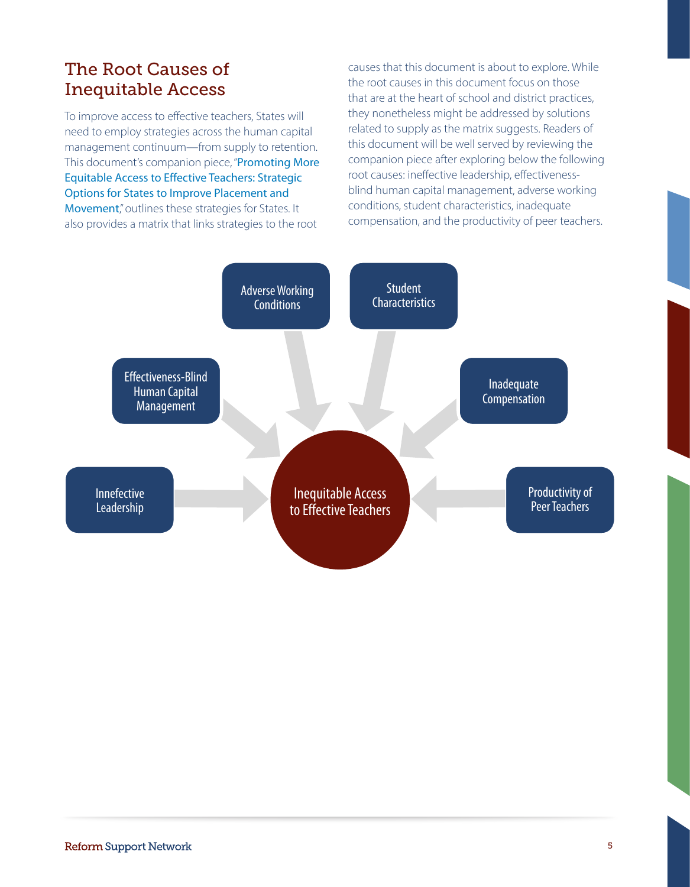## The Root Causes of Inequitable Access

To improve access to effective teachers, States will need to employ strategies across the human capital management continuum—from supply to retention. This document's companion piece, "Promoting More Equitable Access to Effective Teachers: Strategic Options for States to Improve Placement and Movement," outlines these strategies for States. It also provides a matrix that links strategies to the root causes that this document is about to explore. While the root causes in this document focus on those that are at the heart of school and district practices, they nonetheless might be addressed by solutions related to supply as the matrix suggests. Readers of this document will be well served by reviewing the companion piece after exploring below the following root causes: ineffective leadership, effectiveness-blind human capital management, adverse working conditions, student characteristics, inadequate compensation, and the productivity of peer teachers.

- Adverse Working Conditions
- Student Characteristics
- Effectiveness-Blind Human Capital Management
- Inadequate Compensation
- Innefective Leadership
- Productivity of Peer Teachers

→ Inequitable Access to Effective Teachers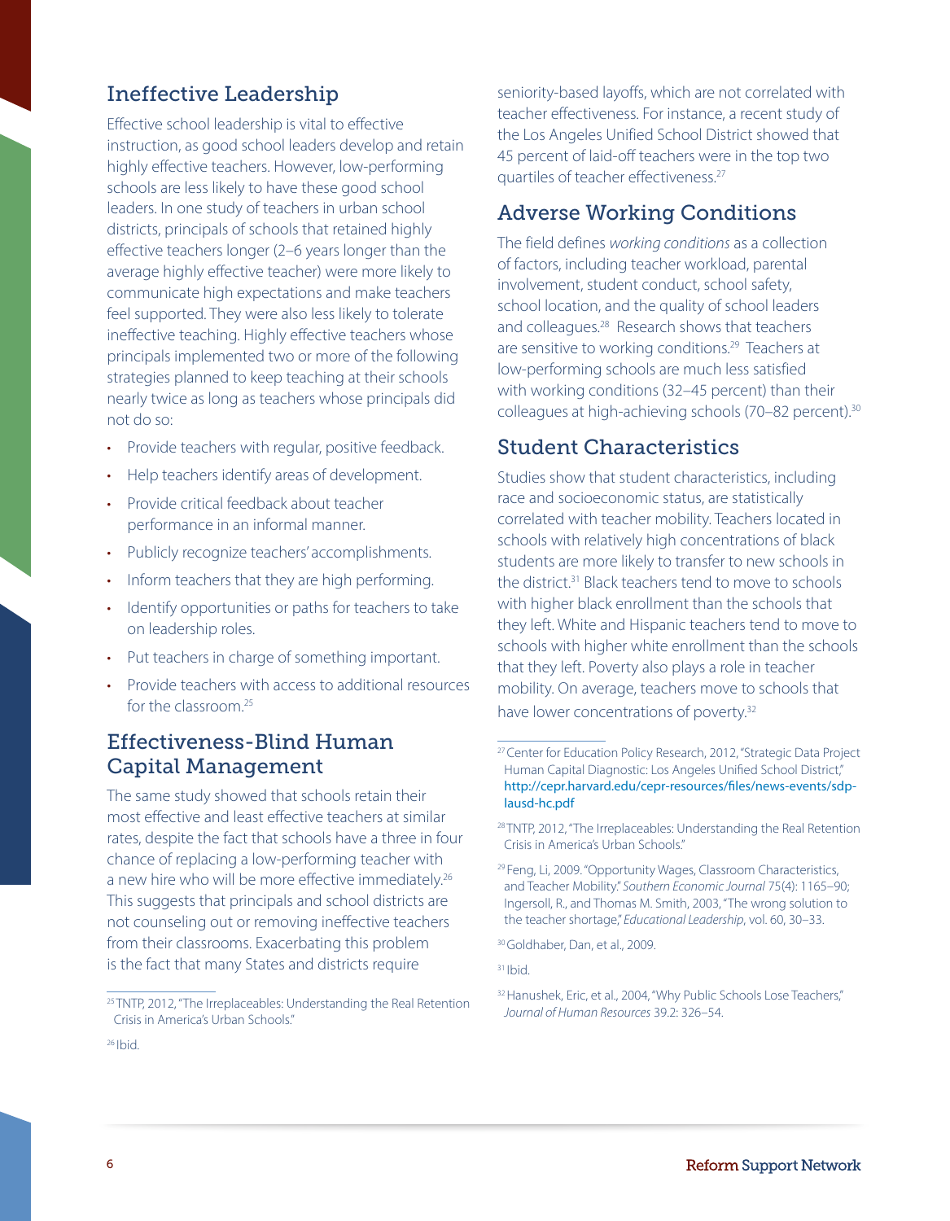## Ineffective Leadership

Effective school leadership is vital to effective instruction, as good school leaders develop and retain highly effective teachers. However, low-performing schools are less likely to have these good school leaders. In one study of teachers in urban school districts, principals of schools that retained highly effective teachers longer (2–6 years longer than the average highly effective teacher) were more likely to communicate high expectations and make teachers feel supported. They were also less likely to tolerate ineffective teaching. Highly effective teachers whose principals implemented two or more of the following strategies planned to keep teaching at their schools nearly twice as long as teachers whose principals did not do so:

- Provide teachers with regular, positive feedback.
- Help teachers identify areas of development.
- Provide critical feedback about teacher performance in an informal manner.
- Publicly recognize teachers' accomplishments.
- Inform teachers that they are high performing.
- Identify opportunities or paths for teachers to take on leadership roles.
- Put teachers in charge of something important.
- Provide teachers with access to additional resources for the classroom.[25]

## Effectiveness-Blind Human Capital Management

The same study showed that schools retain their most effective and least effective teachers at similar rates, despite the fact that schools have a three in four chance of replacing a low-performing teacher with a new hire who will be more effective immediately.[26] This suggests that principals and school districts are not counseling out or removing ineffective teachers from their classrooms. Exacerbating this problem is the fact that many States and districts require seniority-based layoffs, which are not correlated with teacher effectiveness. For instance, a recent study of the Los Angeles Unified School District showed that 45 percent of laid-off teachers were in the top two quartiles of teacher effectiveness.[27]

## Adverse Working Conditions

The field defines *working conditions* as a collection of factors, including teacher workload, parental involvement, student conduct, school safety, school location, and the quality of school leaders and colleagues.[28] Research shows that teachers are sensitive to working conditions.[29] Teachers at low-performing schools are much less satisfied with working conditions (32–45 percent) than their colleagues at high-achieving schools (70–82 percent).[30]

## Student Characteristics

Studies show that student characteristics, including race and socioeconomic status, are statistically correlated with teacher mobility. Teachers located in schools with relatively high concentrations of black students are more likely to transfer to new schools in the district.[31] Black teachers tend to move to schools with higher black enrollment than the schools that they left. White and Hispanic teachers tend to move to schools with higher white enrollment than the schools that they left. Poverty also plays a role in teacher mobility. On average, teachers move to schools that have lower concentrations of poverty.[32]

---

[25] TNTP, 2012, "The Irreplaceables: Understanding the Real Retention Crisis in America's Urban Schools."

[26] Ibid.

[27] Center for Education Policy Research, 2012, "Strategic Data Project Human Capital Diagnostic: Los Angeles Unified School District," http://cepr.harvard.edu/cepr-resources/files/news-events/sdp-lausd-hc.pdf

[28] TNTP, 2012, "The Irreplaceables: Understanding the Real Retention Crisis in America's Urban Schools."

[29] Feng, Li, 2009. "Opportunity Wages, Classroom Characteristics, and Teacher Mobility." *Southern Economic Journal* 75(4): 1165–90; Ingersoll, R., and Thomas M. Smith, 2003, "The wrong solution to the teacher shortage," *Educational Leadership*, vol. 60, 30–33.

[30] Goldhaber, Dan, et al., 2009.

[31] Ibid.

[32] Hanushek, Eric, et al., 2004, "Why Public Schools Lose Teachers," *Journal of Human Resources* 39.2: 326–54.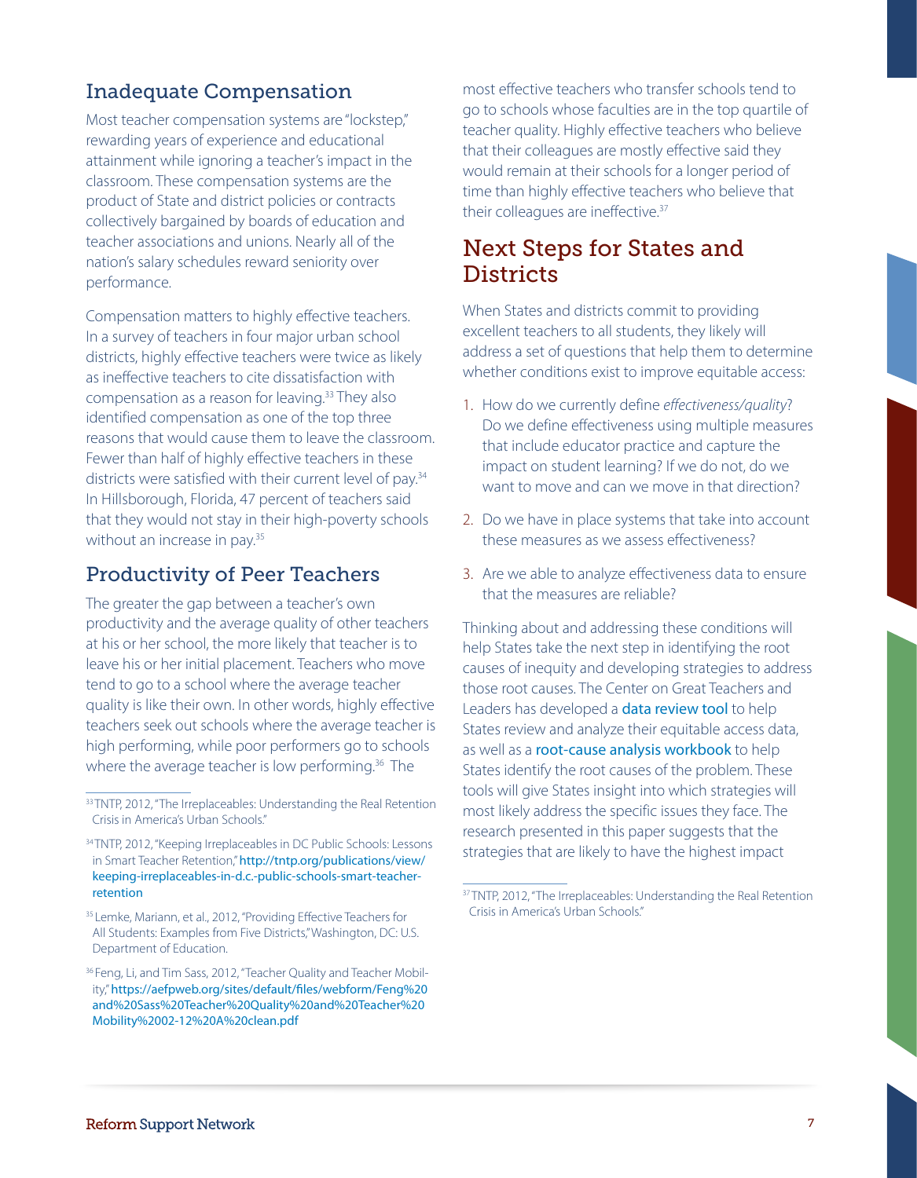## Inadequate Compensation

Most teacher compensation systems are "lockstep," rewarding years of experience and educational attainment while ignoring a teacher's impact in the classroom. These compensation systems are the product of State and district policies or contracts collectively bargained by boards of education and teacher associations and unions. Nearly all of the nation's salary schedules reward seniority over performance.

Compensation matters to highly effective teachers. In a survey of teachers in four major urban school districts, highly effective teachers were twice as likely as ineffective teachers to cite dissatisfaction with compensation as a reason for leaving.[33] They also identified compensation as one of the top three reasons that would cause them to leave the classroom. Fewer than half of highly effective teachers in these districts were satisfied with their current level of pay.[34] In Hillsborough, Florida, 47 percent of teachers said that they would not stay in their high-poverty schools without an increase in pay.[35]

## Productivity of Peer Teachers

The greater the gap between a teacher's own productivity and the average quality of other teachers at his or her school, the more likely that teacher is to leave his or her initial placement. Teachers who move tend to go to a school where the average teacher quality is like their own. In other words, highly effective teachers seek out schools where the average teacher is high performing, while poor performers go to schools where the average teacher is low performing.[36] The most effective teachers who transfer schools tend to go to schools whose faculties are in the top quartile of teacher quality. Highly effective teachers who believe that their colleagues are mostly effective said they would remain at their schools for a longer period of time than highly effective teachers who believe that their colleagues are ineffective.[37]

# Next Steps for States and Districts

When States and districts commit to providing excellent teachers to all students, they likely will address a set of questions that help them to determine whether conditions exist to improve equitable access:

1. How do we currently define *effectiveness/quality*? Do we define effectiveness using multiple measures that include educator practice and capture the impact on student learning? If we do not, do we want to move and can we move in that direction?
2. Do we have in place systems that take into account these measures as we assess effectiveness?
3. Are we able to analyze effectiveness data to ensure that the measures are reliable?

Thinking about and addressing these conditions will help States take the next step in identifying the root causes of inequity and developing strategies to address those root causes. The Center on Great Teachers and Leaders has developed a data review tool to help States review and analyze their equitable access data, as well as a root-cause analysis workbook to help States identify the root causes of the problem. These tools will give States insight into which strategies will most likely address the specific issues they face. The research presented in this paper suggests that the strategies that are likely to have the highest impact

---

[33] TNTP, 2012, "The Irreplaceables: Understanding the Real Retention Crisis in America's Urban Schools."

[34] TNTP, 2012, "Keeping Irreplaceables in DC Public Schools: Lessons in Smart Teacher Retention," http://tntp.org/publications/view/keeping-irreplaceables-in-d.c.-public-schools-smart-teacher-retention

[35] Lemke, Mariann, et al., 2012, "Providing Effective Teachers for All Students: Examples from Five Districts," Washington, DC: U.S. Department of Education.

[36] Feng, Li, and Tim Sass, 2012, "Teacher Quality and Teacher Mobility," https://aefpweb.org/sites/default/files/webform/Feng%20and%20Sass%20Teacher%20Quality%20and%20Teacher%20Mobility%2002-12%20A%20clean.pdf

[37] TNTP, 2012, "The Irreplaceables: Understanding the Real Retention Crisis in America's Urban Schools."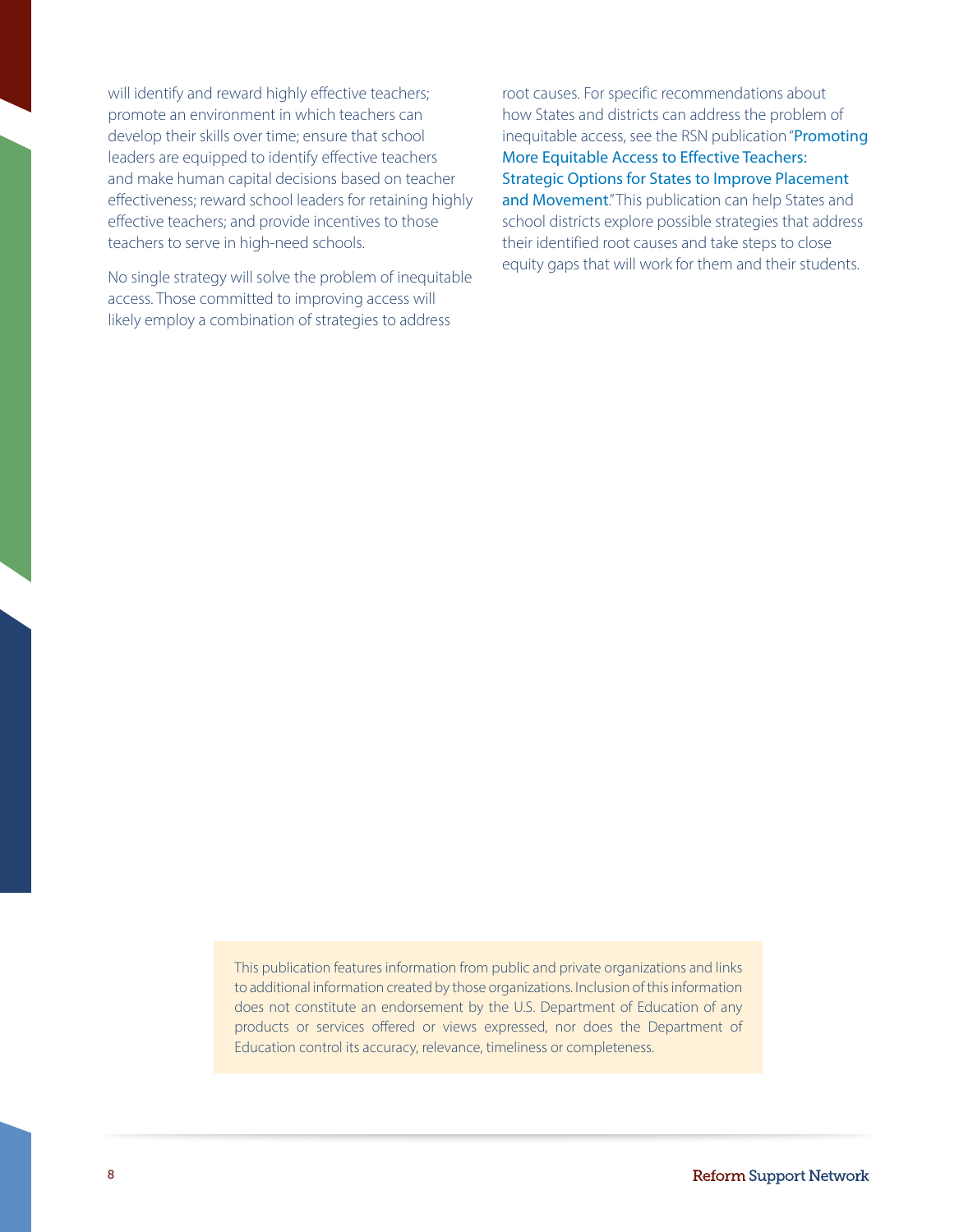will identify and reward highly effective teachers; promote an environment in which teachers can develop their skills over time; ensure that school leaders are equipped to identify effective teachers and make human capital decisions based on teacher effectiveness; reward school leaders for retaining highly effective teachers; and provide incentives to those teachers to serve in high-need schools.

No single strategy will solve the problem of inequitable access. Those committed to improving access will likely employ a combination of strategies to address root causes. For specific recommendations about how States and districts can address the problem of inequitable access, see the RSN publication "Promoting More Equitable Access to Effective Teachers: Strategic Options for States to Improve Placement and Movement." This publication can help States and school districts explore possible strategies that address their identified root causes and take steps to close equity gaps that will work for them and their students.

This publication features information from public and private organizations and links to additional information created by those organizations. Inclusion of this information does not constitute an endorsement by the U.S. Department of Education of any products or services offered or views expressed, nor does the Department of Education control its accuracy, relevance, timeliness or completeness.